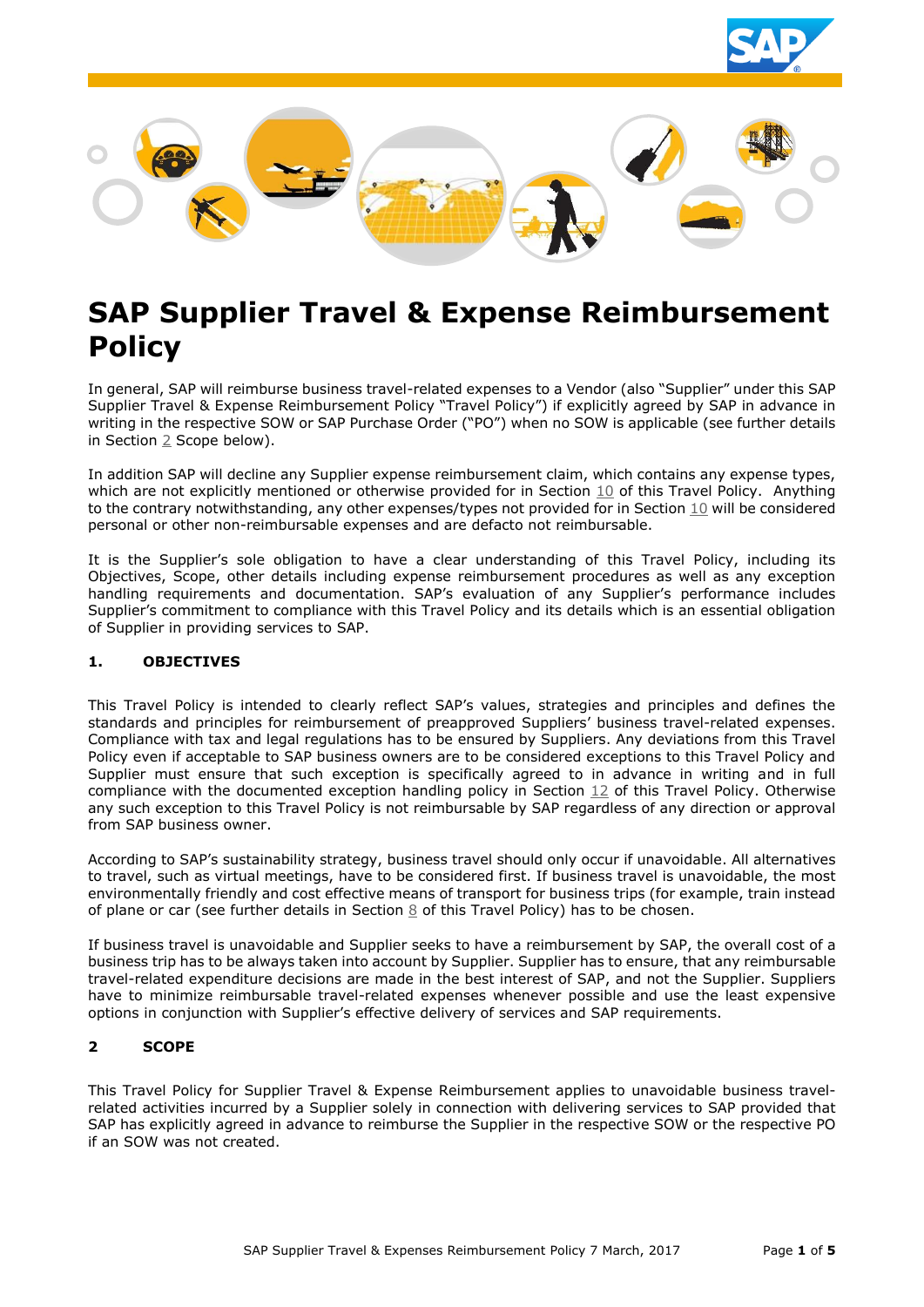# SAP Supplier Travel & Expense Reimbursement Policy

In general, SAP will reimburse business travel-related expenses to a Vendor (also "Supplier" under this SAP Supplier Travel & Expense Reimbursement Policy "Travel Policy") if explicitly agreed by SAP in advance in writing in the respective SOW or SAP Purchase Order ("PO") when no SOW is applicable (see further details in Section 2 Scope below).

In addition SAP will decline any Supplier expense reimbursement claim, which contains any expense types, which are not explicitly mentioned or otherwise provided for in Section 10 of this Travel Policy. Anything to the contrary notwithstanding, any other expenses/types not provided for in Section 10 will be considered personal or other non-reimbursable expenses and are defacto not reimbursable.

It is the Supplier's sole obligation to have a clear understanding of this Travel Policy, including its Objectives, Scope, other details including expense reimbursement procedures as well as any exception handling requirements and documentation. SAP's evaluation of any Supplier's performance includes Supplier's commitment to compliance with this Travel Policy and its details which is an essential obligation of Supplier in providing services to SAP.

## 1. OBJECTIVES

This Travel Policy is intended to clearly reflect SAP's values, strategies and principles and defines the standards and principles for reimbursement of preapproved Suppliers' business travel-related expenses. Compliance with tax and legal regulations has to be ensured by Suppliers. Any deviations from this Travel Policy even if acceptable to SAP business owners are to be considered exceptions to this Travel Policy and Supplier must ensure that such exception is specifically agreed to in advance in writing and in full compliance with the documented exception handling policy in Section 12 of this Travel Policy. Otherwise any such exception to this Travel Policy is not reimbursable by SAP regardless of any direction or approval from SAP business owner.

According to SAP's sustainability strategy, business travel should only occur if unavoidable. All alternatives to travel, such as virtual meetings, have to be considered first. If business travel is unavoidable, the most environmentally friendly and cost effective means of transport for business trips (for example, train instead of plane or car (see further details in Section 8 of this Travel Policy) has to be chosen.

If business travel is unavoidable and Supplier seeks to have a reimbursement by SAP, the overall cost of a business trip has to be always taken into account by Supplier. Supplier has to ensure, that any reimbursable travel-related expenditure decisions are made in the best interest of SAP, and not the Supplier. Suppliers have to minimize reimbursable travel-related expenses whenever possible and use the least expensive options in conjunction with Supplier's effective delivery of services and SAP requirements.

## 2 SCOPE

This Travel Policy for Supplier Travel & Expense Reimbursement applies to unavoidable business travel-related activities incurred by a Supplier solely in connection with delivering services to SAP provided that SAP has explicitly agreed in advance to reimburse the Supplier in the respective SOW or the respective PO if an SOW was not created.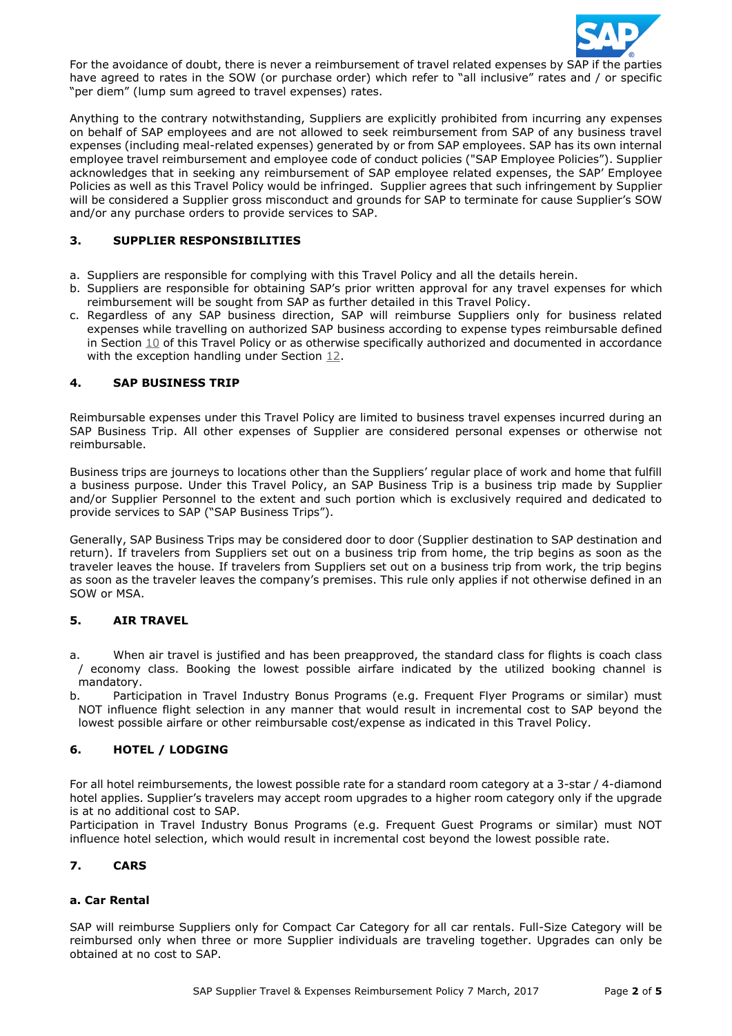For the avoidance of doubt, there is never a reimbursement of travel related expenses by SAP if the parties have agreed to rates in the SOW (or purchase order) which refer to "all inclusive" rates and / or specific "per diem" (lump sum agreed to travel expenses) rates.

Anything to the contrary notwithstanding, Suppliers are explicitly prohibited from incurring any expenses on behalf of SAP employees and are not allowed to seek reimbursement from SAP of any business travel expenses (including meal-related expenses) generated by or from SAP employees. SAP has its own internal employee travel reimbursement and employee code of conduct policies ("SAP Employee Policies"). Supplier acknowledges that in seeking any reimbursement of SAP employee related expenses, the SAP' Employee Policies as well as this Travel Policy would be infringed. Supplier agrees that such infringement by Supplier will be considered a Supplier gross misconduct and grounds for SAP to terminate for cause Supplier's SOW and/or any purchase orders to provide services to SAP.

## 3. SUPPLIER RESPONSIBILITIES

a. Suppliers are responsible for complying with this Travel Policy and all the details herein.
b. Suppliers are responsible for obtaining SAP's prior written approval for any travel expenses for which reimbursement will be sought from SAP as further detailed in this Travel Policy.
c. Regardless of any SAP business direction, SAP will reimburse Suppliers only for business related expenses while travelling on authorized SAP business according to expense types reimbursable defined in Section 10 of this Travel Policy or as otherwise specifically authorized and documented in accordance with the exception handling under Section 12.

## 4. SAP BUSINESS TRIP

Reimbursable expenses under this Travel Policy are limited to business travel expenses incurred during an SAP Business Trip. All other expenses of Supplier are considered personal expenses or otherwise not reimbursable.

Business trips are journeys to locations other than the Suppliers' regular place of work and home that fulfill a business purpose. Under this Travel Policy, an SAP Business Trip is a business trip made by Supplier and/or Supplier Personnel to the extent and such portion which is exclusively required and dedicated to provide services to SAP ("SAP Business Trips").

Generally, SAP Business Trips may be considered door to door (Supplier destination to SAP destination and return). If travelers from Suppliers set out on a business trip from home, the trip begins as soon as the traveler leaves the house. If travelers from Suppliers set out on a business trip from work, the trip begins as soon as the traveler leaves the company's premises. This rule only applies if not otherwise defined in an SOW or MSA.

## 5. AIR TRAVEL

a. When air travel is justified and has been preapproved, the standard class for flights is coach class / economy class. Booking the lowest possible airfare indicated by the utilized booking channel is mandatory.
b. Participation in Travel Industry Bonus Programs (e.g. Frequent Flyer Programs or similar) must NOT influence flight selection in any manner that would result in incremental cost to SAP beyond the lowest possible airfare or other reimbursable cost/expense as indicated in this Travel Policy.

## 6. HOTEL / LODGING

For all hotel reimbursements, the lowest possible rate for a standard room category at a 3-star / 4-diamond hotel applies. Supplier's travelers may accept room upgrades to a higher room category only if the upgrade is at no additional cost to SAP.
Participation in Travel Industry Bonus Programs (e.g. Frequent Guest Programs or similar) must NOT influence hotel selection, which would result in incremental cost beyond the lowest possible rate.

## 7. CARS

### a. Car Rental

SAP will reimburse Suppliers only for Compact Car Category for all car rentals. Full-Size Category will be reimbursed only when three or more Supplier individuals are traveling together. Upgrades can only be obtained at no cost to SAP.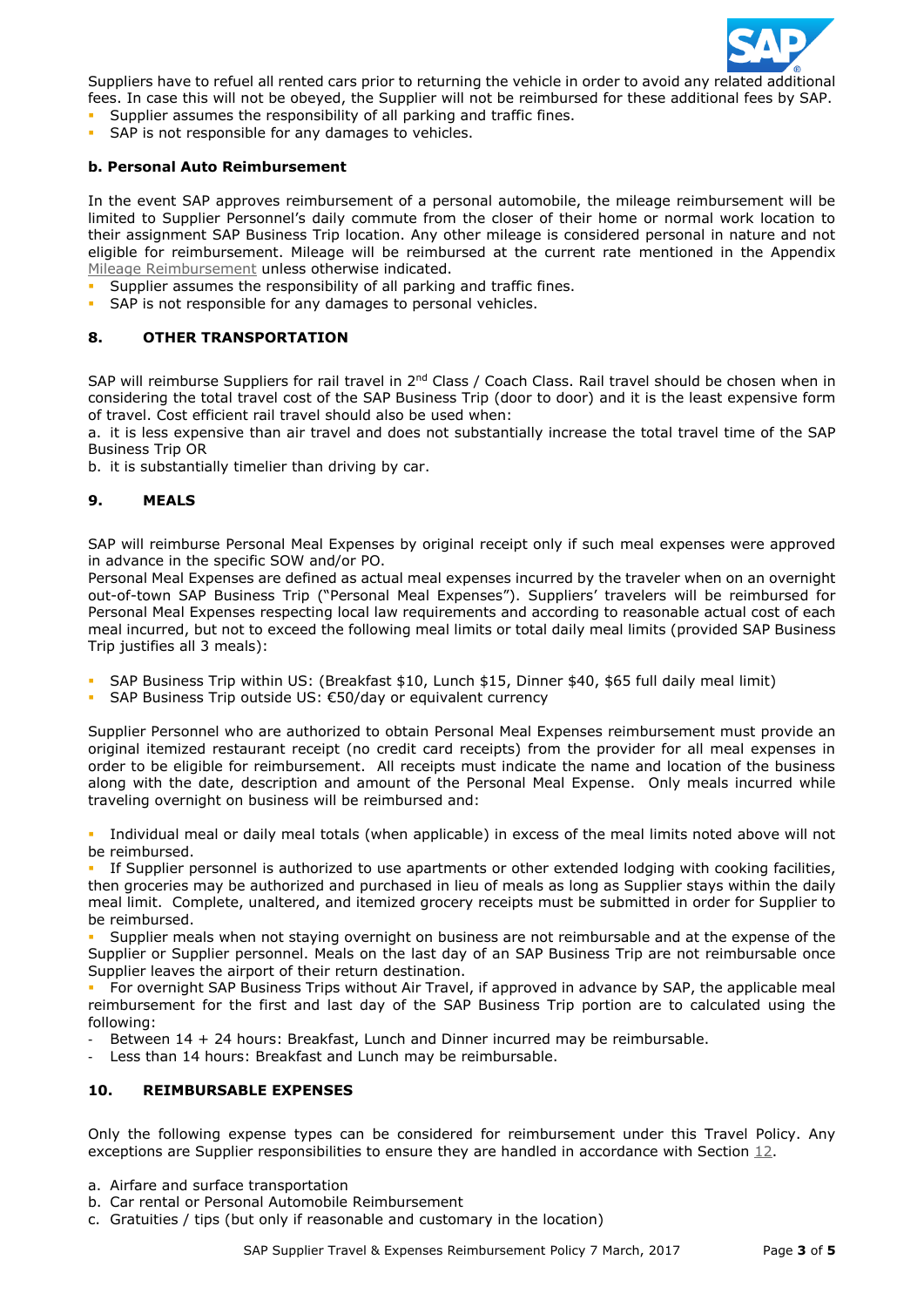Suppliers have to refuel all rented cars prior to returning the vehicle in order to avoid any related additional fees. In case this will not be obeyed, the Supplier will not be reimbursed for these additional fees by SAP.

- Supplier assumes the responsibility of all parking and traffic fines.
- SAP is not responsible for any damages to vehicles.

### b. Personal Auto Reimbursement

In the event SAP approves reimbursement of a personal automobile, the mileage reimbursement will be limited to Supplier Personnel's daily commute from the closer of their home or normal work location to their assignment SAP Business Trip location. Any other mileage is considered personal in nature and not eligible for reimbursement. Mileage will be reimbursed at the current rate mentioned in the Appendix Mileage Reimbursement unless otherwise indicated.

- Supplier assumes the responsibility of all parking and traffic fines.
- SAP is not responsible for any damages to personal vehicles.

## 8. OTHER TRANSPORTATION

SAP will reimburse Suppliers for rail travel in 2nd Class / Coach Class. Rail travel should be chosen when in considering the total travel cost of the SAP Business Trip (door to door) and it is the least expensive form of travel. Cost efficient rail travel should also be used when:

a. it is less expensive than air travel and does not substantially increase the total travel time of the SAP Business Trip OR

b. it is substantially timelier than driving by car.

## 9. MEALS

SAP will reimburse Personal Meal Expenses by original receipt only if such meal expenses were approved in advance in the specific SOW and/or PO.

Personal Meal Expenses are defined as actual meal expenses incurred by the traveler when on an overnight out-of-town SAP Business Trip ("Personal Meal Expenses"). Suppliers' travelers will be reimbursed for Personal Meal Expenses respecting local law requirements and according to reasonable actual cost of each meal incurred, but not to exceed the following meal limits or total daily meal limits (provided SAP Business Trip justifies all 3 meals):

- SAP Business Trip within US: (Breakfast $10, Lunch $15, Dinner $40, $65 full daily meal limit)
- SAP Business Trip outside US: €50/day or equivalent currency

Supplier Personnel who are authorized to obtain Personal Meal Expenses reimbursement must provide an original itemized restaurant receipt (no credit card receipts) from the provider for all meal expenses in order to be eligible for reimbursement. All receipts must indicate the name and location of the business along with the date, description and amount of the Personal Meal Expense. Only meals incurred while traveling overnight on business will be reimbursed and:

- Individual meal or daily meal totals (when applicable) in excess of the meal limits noted above will not be reimbursed.
- If Supplier personnel is authorized to use apartments or other extended lodging with cooking facilities, then groceries may be authorized and purchased in lieu of meals as long as Supplier stays within the daily meal limit. Complete, unaltered, and itemized grocery receipts must be submitted in order for Supplier to be reimbursed.
- Supplier meals when not staying overnight on business are not reimbursable and at the expense of the Supplier or Supplier personnel. Meals on the last day of an SAP Business Trip are not reimbursable once Supplier leaves the airport of their return destination.
- For overnight SAP Business Trips without Air Travel, if approved in advance by SAP, the applicable meal reimbursement for the first and last day of the SAP Business Trip portion are to calculated using the following:
  - Between 14 + 24 hours: Breakfast, Lunch and Dinner incurred may be reimbursable.
  - Less than 14 hours: Breakfast and Lunch may be reimbursable.

## 10. REIMBURSABLE EXPENSES

Only the following expense types can be considered for reimbursement under this Travel Policy. Any exceptions are Supplier responsibilities to ensure they are handled in accordance with Section 12.

a. Airfare and surface transportation
b. Car rental or Personal Automobile Reimbursement
c. Gratuities / tips (but only if reasonable and customary in the location)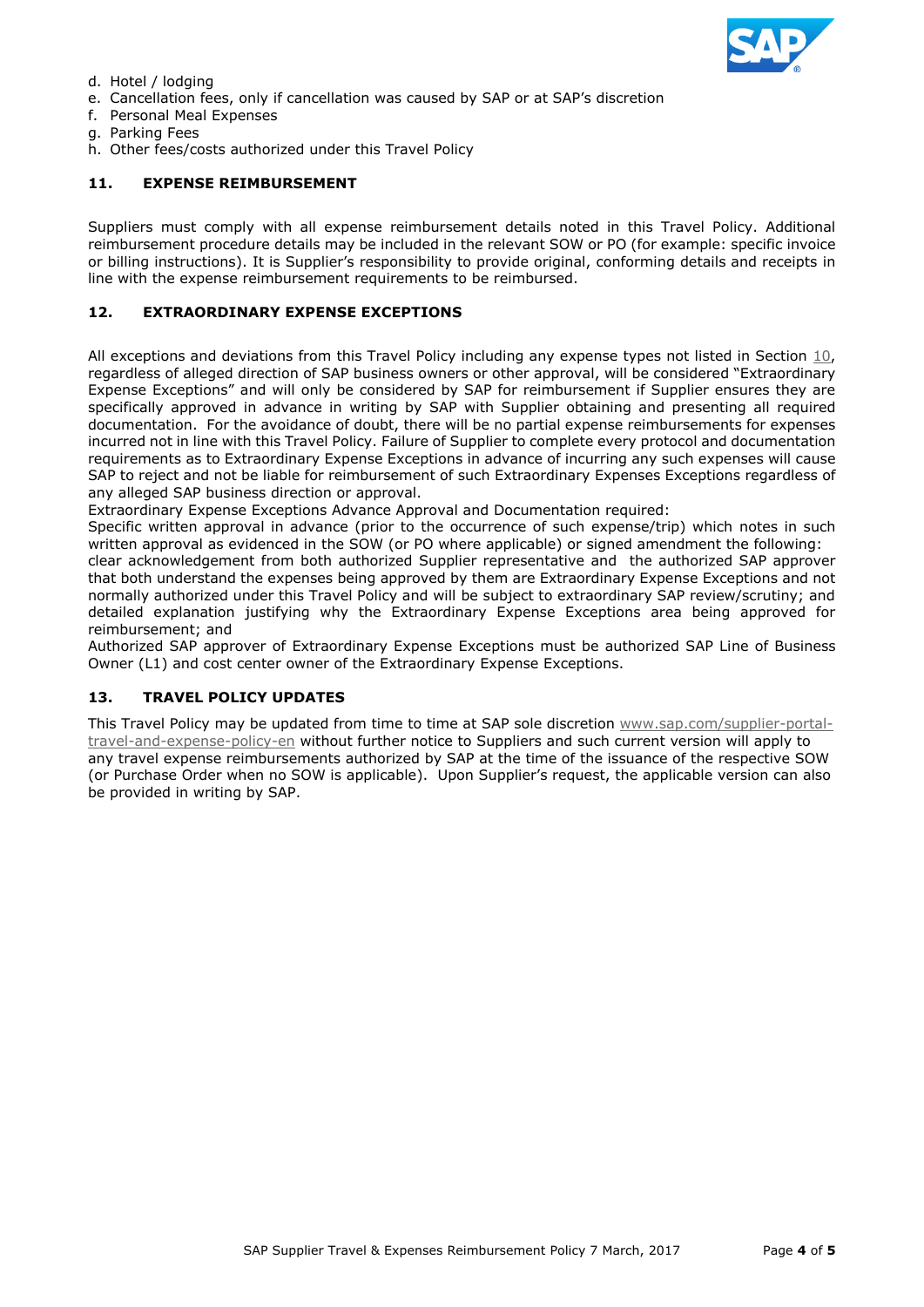d. Hotel / lodging
e. Cancellation fees, only if cancellation was caused by SAP or at SAP's discretion
f. Personal Meal Expenses
g. Parking Fees
h. Other fees/costs authorized under this Travel Policy

## 11. EXPENSE REIMBURSEMENT

Suppliers must comply with all expense reimbursement details noted in this Travel Policy. Additional reimbursement procedure details may be included in the relevant SOW or PO (for example: specific invoice or billing instructions). It is Supplier's responsibility to provide original, conforming details and receipts in line with the expense reimbursement requirements to be reimbursed.

## 12. EXTRAORDINARY EXPENSE EXCEPTIONS

All exceptions and deviations from this Travel Policy including any expense types not listed in Section 10, regardless of alleged direction of SAP business owners or other approval, will be considered "Extraordinary Expense Exceptions" and will only be considered by SAP for reimbursement if Supplier ensures they are specifically approved in advance in writing by SAP with Supplier obtaining and presenting all required documentation. For the avoidance of doubt, there will be no partial expense reimbursements for expenses incurred not in line with this Travel Policy. Failure of Supplier to complete every protocol and documentation requirements as to Extraordinary Expense Exceptions in advance of incurring any such expenses will cause SAP to reject and not be liable for reimbursement of such Extraordinary Expenses Exceptions regardless of any alleged SAP business direction or approval.

Extraordinary Expense Exceptions Advance Approval and Documentation required:

Specific written approval in advance (prior to the occurrence of such expense/trip) which notes in such written approval as evidenced in the SOW (or PO where applicable) or signed amendment the following:

clear acknowledgement from both authorized Supplier representative and the authorized SAP approver that both understand the expenses being approved by them are Extraordinary Expense Exceptions and not normally authorized under this Travel Policy and will be subject to extraordinary SAP review/scrutiny; and detailed explanation justifying why the Extraordinary Expense Exceptions area being approved for reimbursement; and

Authorized SAP approver of Extraordinary Expense Exceptions must be authorized SAP Line of Business Owner (L1) and cost center owner of the Extraordinary Expense Exceptions.

## 13. TRAVEL POLICY UPDATES

This Travel Policy may be updated from time to time at SAP sole discretion www.sap.com/supplier-portal-travel-and-expense-policy-en without further notice to Suppliers and such current version will apply to any travel expense reimbursements authorized by SAP at the time of the issuance of the respective SOW (or Purchase Order when no SOW is applicable). Upon Supplier's request, the applicable version can also be provided in writing by SAP.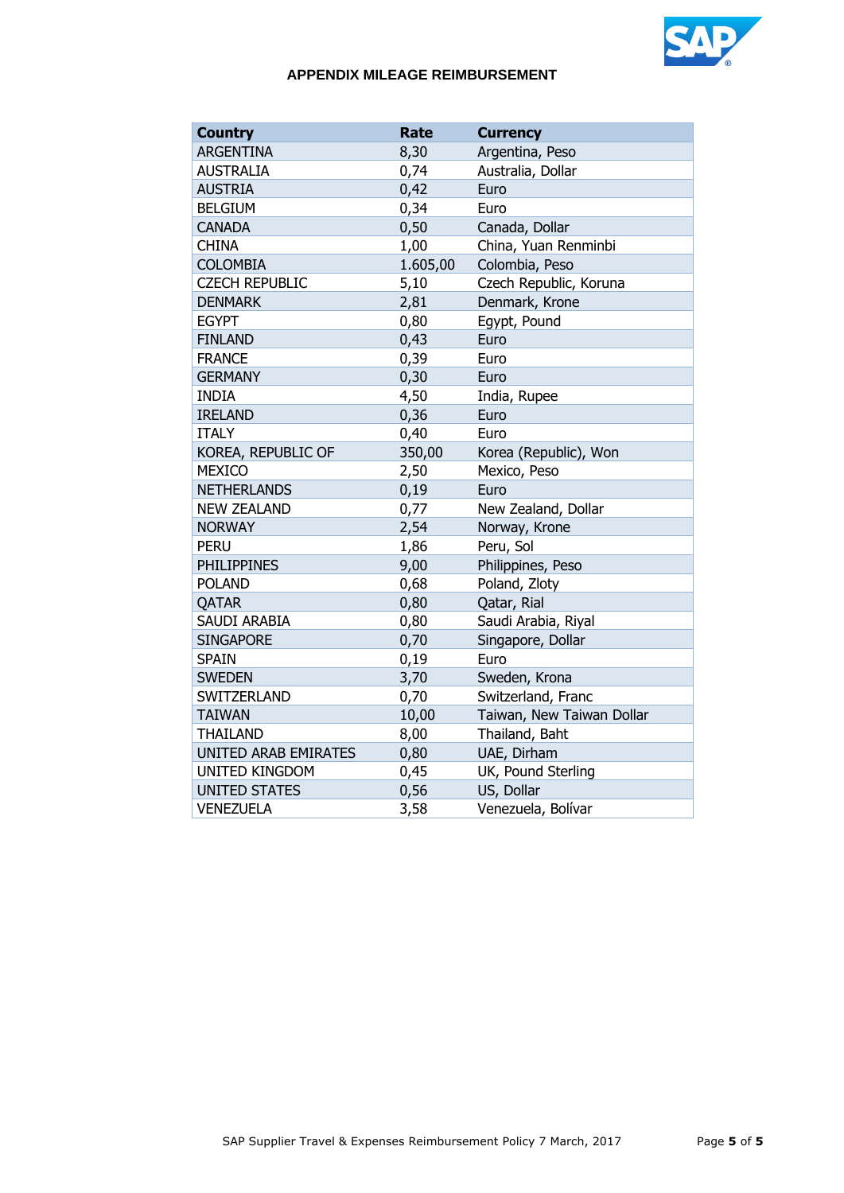**APPENDIX MILEAGE REIMBURSEMENT**

| Country | Rate | Currency |
|---|---|---|
| ARGENTINA | 8,30 | Argentina, Peso |
| AUSTRALIA | 0,74 | Australia, Dollar |
| AUSTRIA | 0,42 | Euro |
| BELGIUM | 0,34 | Euro |
| CANADA | 0,50 | Canada, Dollar |
| CHINA | 1,00 | China, Yuan Renminbi |
| COLOMBIA | 1.605,00 | Colombia, Peso |
| CZECH REPUBLIC | 5,10 | Czech Republic, Koruna |
| DENMARK | 2,81 | Denmark, Krone |
| EGYPT | 0,80 | Egypt, Pound |
| FINLAND | 0,43 | Euro |
| FRANCE | 0,39 | Euro |
| GERMANY | 0,30 | Euro |
| INDIA | 4,50 | India, Rupee |
| IRELAND | 0,36 | Euro |
| ITALY | 0,40 | Euro |
| KOREA, REPUBLIC OF | 350,00 | Korea (Republic), Won |
| MEXICO | 2,50 | Mexico, Peso |
| NETHERLANDS | 0,19 | Euro |
| NEW ZEALAND | 0,77 | New Zealand, Dollar |
| NORWAY | 2,54 | Norway, Krone |
| PERU | 1,86 | Peru, Sol |
| PHILIPPINES | 9,00 | Philippines, Peso |
| POLAND | 0,68 | Poland, Zloty |
| QATAR | 0,80 | Qatar, Rial |
| SAUDI ARABIA | 0,80 | Saudi Arabia, Riyal |
| SINGAPORE | 0,70 | Singapore, Dollar |
| SPAIN | 0,19 | Euro |
| SWEDEN | 3,70 | Sweden, Krona |
| SWITZERLAND | 0,70 | Switzerland, Franc |
| TAIWAN | 10,00 | Taiwan, New Taiwan Dollar |
| THAILAND | 8,00 | Thailand, Baht |
| UNITED ARAB EMIRATES | 0,80 | UAE, Dirham |
| UNITED KINGDOM | 0,45 | UK, Pound Sterling |
| UNITED STATES | 0,56 | US, Dollar |
| VENEZUELA | 3,58 | Venezuela, Bolívar |